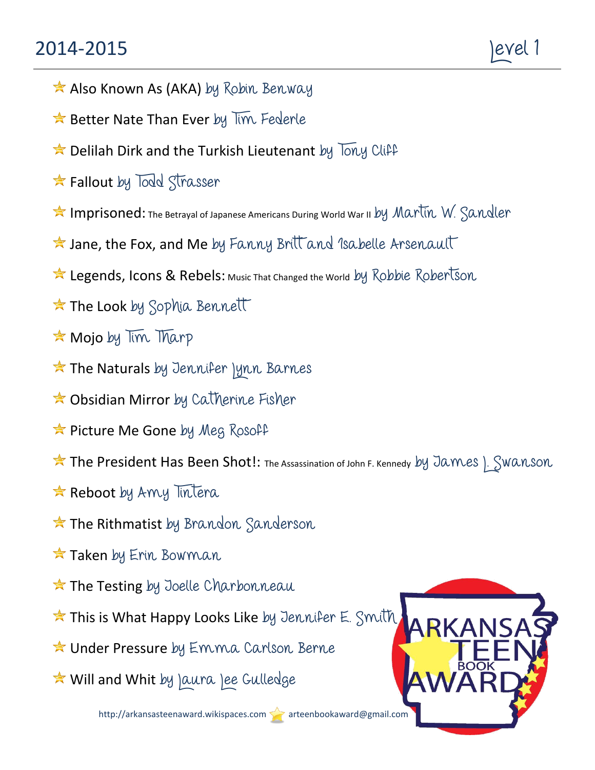# 2014-2015

## level 1

- Also Known As (AKA) by Robin Benway
- Better Nate Than Ever by Tim Federle
- Delilah Dirk and the Turkish Lieutenant by Tony Cliff
- Fallout by Todd Strasser
- Imprisoned: The Betrayal of Japanese Americans During World War II by Martin W. Sandler
- Jane, the Fox, and Me by Fanny Britt and Isabelle Arsenault
- Legends, Icons & Rebels: Music That Changed the World by Robbie Robertson
- The Look by Sophia Bennett
- Mojo by Tim Tharp
- The Naturals by Jennifer Lynn Barnes
- Obsidian Mirror by Catherine Fisher
- Picture Me Gone by Meg Rosoff
- The President Has Been Shot!: The Assassination of John F. Kennedy by James L. Swanson
- Reboot by Amy Tintera
- The Rithmatist by Brandon Sanderson
- Taken by Erin Bowman
- The Testing by Joelle Charbonneau
- This is What Happy Looks Like by Jennifer E. Smith
- Under Pressure by Emma Carlson Berne
- Will and Whit by Laura Lee Gulledge

ARKANSAS TEEN BOOK AWARD

http://arkansasteenaward.wikispaces.com arteenbookaward@gmail.com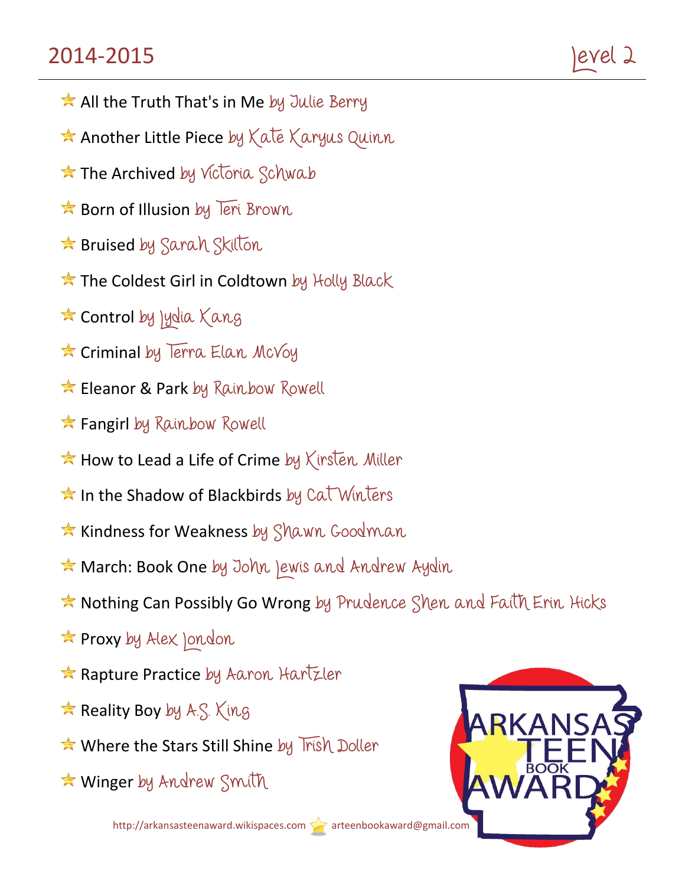# 2014-2015

Level 2

- All the Truth That's in Me by Julie Berry
- Another Little Piece by Kate Karyus Quinn
- The Archived by Victoria Schwab
- Born of Illusion by Teri Brown
- Bruised by Sarah Skilton
- The Coldest Girl in Coldtown by Holly Black
- Control by Lydia Kang
- Criminal by Terra Elan McVoy
- Eleanor & Park by Rainbow Rowell
- Fangirl by Rainbow Rowell
- How to Lead a Life of Crime by Kirsten Miller
- In the Shadow of Blackbirds by Cat Winters
- Kindness for Weakness by Shawn Goodman
- March: Book One by John Lewis and Andrew Aydin
- Nothing Can Possibly Go Wrong by Prudence Shen and Faith Erin Hicks
- Proxy by Alex London
- Rapture Practice by Aaron Hartzler
- Reality Boy by A.S. King
- Where the Stars Still Shine by Trish Doller
- Winger by Andrew Smith

ARKANSAS TEEN BOOK AWARD

http://arkansasteenaward.wikispaces.com arteenbookaward@gmail.com